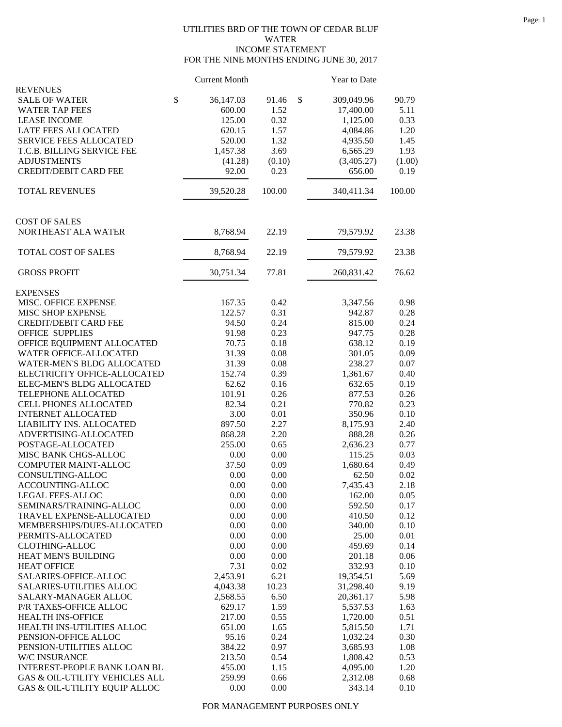UTILITIES BRD OF THE TOWN OF CEDAR BLUF
WATER
INCOME STATEMENT
FOR THE NINE MONTHS ENDING JUNE 30, 2017

| | Current Month | | Year to Date | |
|---|---|---|---|---|
| **REVENUES** | | | | |
| SALE OF WATER | $ 36,147.03 | 91.46 | $ 309,049.96 | 90.79 |
| WATER TAP FEES | 600.00 | 1.52 | 17,400.00 | 5.11 |
| LEASE INCOME | 125.00 | 0.32 | 1,125.00 | 0.33 |
| LATE FEES ALLOCATED | 620.15 | 1.57 | 4,084.86 | 1.20 |
| SERVICE FEES ALLOCATED | 520.00 | 1.32 | 4,935.50 | 1.45 |
| T.C.B. BILLING SERVICE FEE | 1,457.38 | 3.69 | 6,565.29 | 1.93 |
| ADJUSTMENTS | (41.28) | (0.10) | (3,405.27) | (1.00) |
| CREDIT/DEBIT CARD FEE | 92.00 | 0.23 | 656.00 | 0.19 |
| TOTAL REVENUES | 39,520.28 | 100.00 | 340,411.34 | 100.00 |
| **COST OF SALES** | | | | |
| NORTHEAST ALA WATER | 8,768.94 | 22.19 | 79,579.92 | 23.38 |
| TOTAL COST OF SALES | 8,768.94 | 22.19 | 79,579.92 | 23.38 |
| GROSS PROFIT | 30,751.34 | 77.81 | 260,831.42 | 76.62 |
| **EXPENSES** | | | | |
| MISC. OFFICE EXPENSE | 167.35 | 0.42 | 3,347.56 | 0.98 |
| MISC SHOP EXPENSE | 122.57 | 0.31 | 942.87 | 0.28 |
| CREDIT/DEBIT CARD FEE | 94.50 | 0.24 | 815.00 | 0.24 |
| OFFICE SUPPLIES | 91.98 | 0.23 | 947.75 | 0.28 |
| OFFICE EQUIPMENT ALLOCATED | 70.75 | 0.18 | 638.12 | 0.19 |
| WATER OFFICE-ALLOCATED | 31.39 | 0.08 | 301.05 | 0.09 |
| WATER-MEN'S BLDG ALLOCATED | 31.39 | 0.08 | 238.27 | 0.07 |
| ELECTRICITY OFFICE-ALLOCATED | 152.74 | 0.39 | 1,361.67 | 0.40 |
| ELEC-MEN'S BLDG ALLOCATED | 62.62 | 0.16 | 632.65 | 0.19 |
| TELEPHONE ALLOCATED | 101.91 | 0.26 | 877.53 | 0.26 |
| CELL PHONES ALLOCATED | 82.34 | 0.21 | 770.82 | 0.23 |
| INTERNET ALLOCATED | 3.00 | 0.01 | 350.96 | 0.10 |
| LIABILITY INS. ALLOCATED | 897.50 | 2.27 | 8,175.93 | 2.40 |
| ADVERTISING-ALLOCATED | 868.28 | 2.20 | 888.28 | 0.26 |
| POSTAGE-ALLOCATED | 255.00 | 0.65 | 2,636.23 | 0.77 |
| MISC BANK CHGS-ALLOC | 0.00 | 0.00 | 115.25 | 0.03 |
| COMPUTER MAINT-ALLOC | 37.50 | 0.09 | 1,680.64 | 0.49 |
| CONSULTING-ALLOC | 0.00 | 0.00 | 62.50 | 0.02 |
| ACCOUNTING-ALLOC | 0.00 | 0.00 | 7,435.43 | 2.18 |
| LEGAL FEES-ALLOC | 0.00 | 0.00 | 162.00 | 0.05 |
| SEMINARS/TRAINING-ALLOC | 0.00 | 0.00 | 592.50 | 0.17 |
| TRAVEL EXPENSE-ALLOCATED | 0.00 | 0.00 | 410.50 | 0.12 |
| MEMBERSHIPS/DUES-ALLOCATED | 0.00 | 0.00 | 340.00 | 0.10 |
| PERMITS-ALLOCATED | 0.00 | 0.00 | 25.00 | 0.01 |
| CLOTHING-ALLOC | 0.00 | 0.00 | 459.69 | 0.14 |
| HEAT MEN'S BUILDING | 0.00 | 0.00 | 201.18 | 0.06 |
| HEAT OFFICE | 7.31 | 0.02 | 332.93 | 0.10 |
| SALARIES-OFFICE-ALLOC | 2,453.91 | 6.21 | 19,354.51 | 5.69 |
| SALARIES-UTILITIES ALLOC | 4,043.38 | 10.23 | 31,298.40 | 9.19 |
| SALARY-MANAGER ALLOC | 2,568.55 | 6.50 | 20,361.17 | 5.98 |
| P/R TAXES-OFFICE ALLOC | 629.17 | 1.59 | 5,537.53 | 1.63 |
| HEALTH INS-OFFICE | 217.00 | 0.55 | 1,720.00 | 0.51 |
| HEALTH INS-UTILITIES ALLOC | 651.00 | 1.65 | 5,815.50 | 1.71 |
| PENSION-OFFICE ALLOC | 95.16 | 0.24 | 1,032.24 | 0.30 |
| PENSION-UTILITIES ALLOC | 384.22 | 0.97 | 3,685.93 | 1.08 |
| W/C INSURANCE | 213.50 | 0.54 | 1,808.42 | 0.53 |
| INTEREST-PEOPLE BANK LOAN BL | 455.00 | 1.15 | 4,095.00 | 1.20 |
| GAS & OIL-UTILITY VEHICLES ALL | 259.99 | 0.66 | 2,312.08 | 0.68 |
| GAS & OIL-UTILITY EQUIP ALLOC | 0.00 | 0.00 | 343.14 | 0.10 |

FOR MANAGEMENT PURPOSES ONLY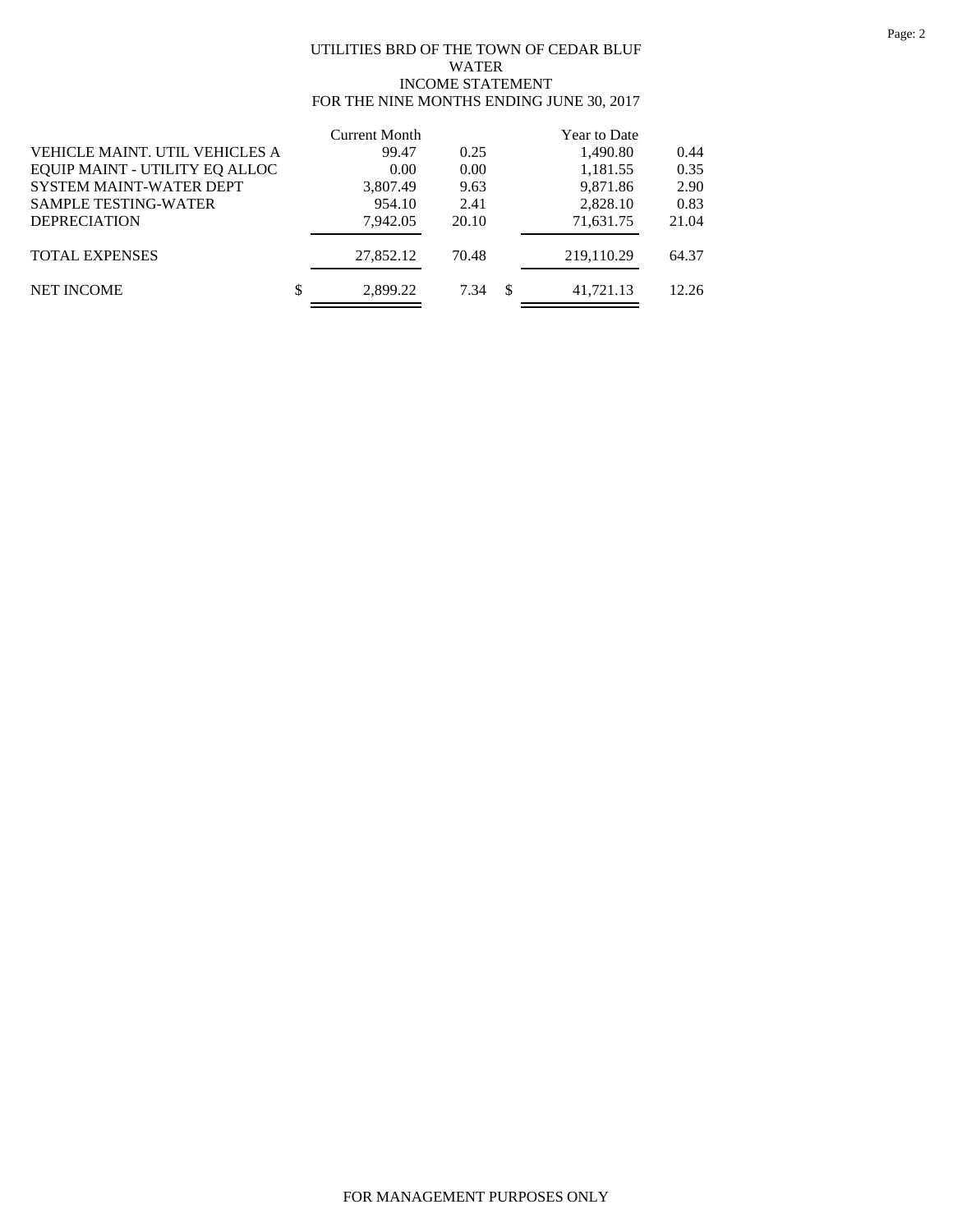UTILITIES BRD OF THE TOWN OF CEDAR BLUF
WATER
INCOME STATEMENT
FOR THE NINE MONTHS ENDING JUNE 30, 2017

| | Current Month | | Year to Date | |
|---|---|---|---|---|
| VEHICLE MAINT. UTIL VEHICLES A | 99.47 | 0.25 | 1,490.80 | 0.44 |
| EQUIP MAINT - UTILITY EQ ALLOC | 0.00 | 0.00 | 1,181.55 | 0.35 |
| SYSTEM MAINT-WATER DEPT | 3,807.49 | 9.63 | 9,871.86 | 2.90 |
| SAMPLE TESTING-WATER | 954.10 | 2.41 | 2,828.10 | 0.83 |
| DEPRECIATION | 7,942.05 | 20.10 | 71,631.75 | 21.04 |
| TOTAL EXPENSES | 27,852.12 | 70.48 | 219,110.29 | 64.37 |
| NET INCOME | $ 2,899.22 | 7.34 | $ 41,721.13 | 12.26 |

FOR MANAGEMENT PURPOSES ONLY